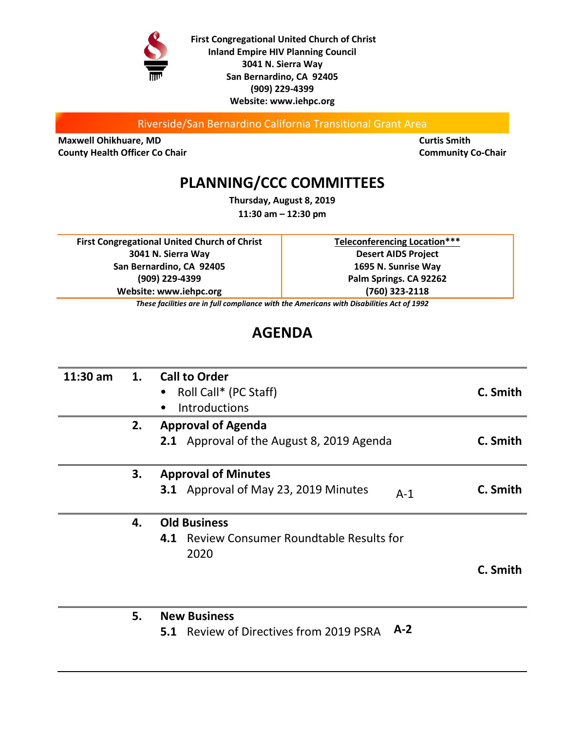**First Congregational United Church of Christ**
**Inland Empire HIV Planning Council**
**3041 N. Sierra Way**
**San Bernardino, CA 92405**
**(909) 229-4399**
**Website: www.iehpc.org**

Riverside/San Bernardino California Transitional Grant Area

| | |
|---|---|
| **Maxwell Ohikhuare, MD**<br>**County Health Officer Co Chair** | **Curtis Smith**<br>**Community Co-Chair** |

# PLANNING/CCC COMMITTEES

**Thursday, August 8, 2019**
**11:30 am – 12:30 pm**

| First Congregational United Church of Christ | Teleconferencing Location*** |
|---|---|
| 3041 N. Sierra Way | Desert AIDS Project |
| San Bernardino, CA 92405 | 1695 N. Sunrise Way |
| (909) 229-4399 | Palm Springs. CA 92262 |
| Website: www.iehpc.org | (760) 323-2118 |

*These facilities are in full compliance with the Americans with Disabilities Act of 1992*

# AGENDA

| | | | | |
|---|---|---|---|---|
| **11:30 am** | **1.** | **Call to Order**<br>• Roll Call* (PC Staff)<br>• Introductions | | **C. Smith** |
| | **2.** | **Approval of Agenda**<br>**2.1** Approval of the August 8, 2019 Agenda | | **C. Smith** |
| | **3.** | **Approval of Minutes**<br>**3.1** Approval of May 23, 2019 Minutes | A-1 | **C. Smith** |
| | **4.** | **Old Business**<br>**4.1** Review Consumer Roundtable Results for 2020 | | **C. Smith** |
| | **5.** | **New Business**<br>**5.1** Review of Directives from 2019 PSRA | **A-2** | |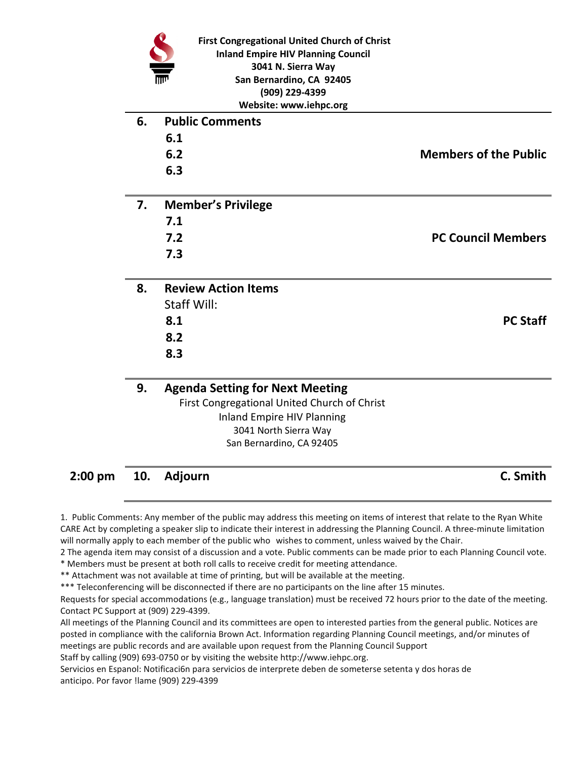**First Congregational United Church of Christ**
**Inland Empire HIV Planning Council**
**3041 N. Sierra Way**
**San Bernardino, CA 92405**
**(909) 229-4399**
**Website: www.iehpc.org**

**6. Public Comments** — **Members of the Public**

- **6.1**
- **6.2**
- **6.3**

**7. Member's Privilege** — **PC Council Members**

- **7.1**
- **7.2**
- **7.3**

**8. Review Action Items** — **PC Staff**

Staff Will:

- **8.1**
- **8.2**
- **8.3**

**9. Agenda Setting for Next Meeting**

First Congregational United Church of Christ
Inland Empire HIV Planning
3041 North Sierra Way
San Bernardino, CA 92405

**2:00 pm** **10. Adjourn** — **C. Smith**

1. Public Comments: Any member of the public may address this meeting on items of interest that relate to the Ryan White CARE Act by completing a speaker slip to indicate their interest in addressing the Planning Council. A three-minute limitation will normally apply to each member of the public who wishes to comment, unless waived by the Chair.

2 The agenda item may consist of a discussion and a vote. Public comments can be made prior to each Planning Council vote.

* Members must be present at both roll calls to receive credit for meeting attendance.

** Attachment was not available at time of printing, but will be available at the meeting.

*** Teleconferencing will be disconnected if there are no participants on the line after 15 minutes.

Requests for special accommodations (e.g., language translation) must be received 72 hours prior to the date of the meeting. Contact PC Support at (909) 229-4399.

All meetings of the Planning Council and its committees are open to interested parties from the general public. Notices are posted in compliance with the california Brown Act. Information regarding Planning Council meetings, and/or minutes of meetings are public records and are available upon request from the Planning Council Support Staff by calling (909) 693-0750 or by visiting the website http://www.iehpc.org.

Servicios en Espanol: Notificaci6n para servicios de interprete deben de someterse setenta y dos horas de anticipo. Por favor !lame (909) 229-4399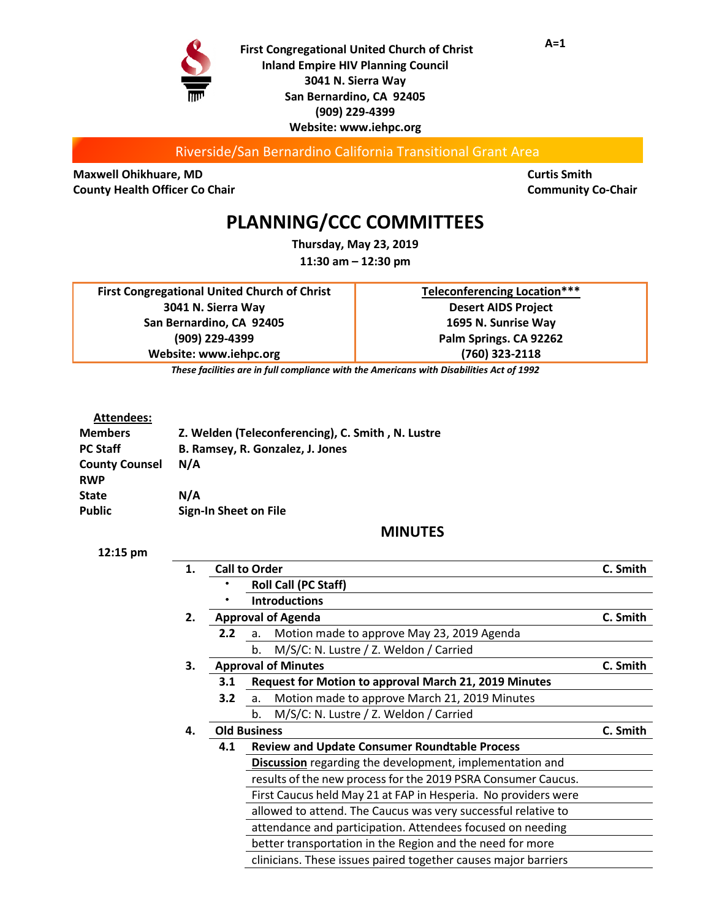A=1

**First Congregational United Church of Christ**
**Inland Empire HIV Planning Council**
**3041 N. Sierra Way**
**San Bernardino, CA 92405**
**(909) 229-4399**
**Website: www.iehpc.org**

Riverside/San Bernardino California Transitional Grant Area

**Maxwell Ohikhuare, MD**
**County Health Officer Co Chair**

**Curtis Smith**
**Community Co-Chair**

# PLANNING/CCC COMMITTEES

**Thursday, May 23, 2019**
**11:30 am – 12:30 pm**

| First Congregational United Church of Christ<br>3041 N. Sierra Way<br>San Bernardino, CA 92405<br>(909) 229-4399<br>Website: www.iehpc.org | Teleconferencing Location***<br>Desert AIDS Project<br>1695 N. Sunrise Way<br>Palm Springs. CA 92262<br>(760) 323-2118 |
|---|---|

*These facilities are in full compliance with the Americans with Disabilities Act of 1992*

**Attendees:**

| | |
|---|---|
| **Members** | **Z. Welden (Teleconferencing), C. Smith , N. Lustre** |
| **PC Staff** | **B. Ramsey, R. Gonzalez, J. Jones** |
| **County Counsel** | **N/A** |
| **RWP** | |
| **State** | **N/A** |
| **Public** | **Sign-In Sheet on File** |

## MINUTES

**12:15 pm**

| | | | |
|---|---|---|---|
| **1.** | **Call to Order** | | **C. Smith** |
| | • | **Roll Call (PC Staff)** | |
| | • | **Introductions** | |
| **2.** | **Approval of Agenda** | | **C. Smith** |
| | **2.2** | a. Motion made to approve May 23, 2019 Agenda | |
| | | b. M/S/C: N. Lustre / Z. Weldon / Carried | |
| **3.** | **Approval of Minutes** | | **C. Smith** |
| | **3.1** | **Request for Motion to approval March 21, 2019 Minutes** | |
| | **3.2** | a. Motion made to approve March 21, 2019 Minutes | |
| | | b. M/S/C: N. Lustre / Z. Weldon / Carried | |
| **4.** | **Old Business** | | **C. Smith** |
| | **4.1** | **Review and Update Consumer Roundtable Process** | |
| | | **Discussion** regarding the development, implementation and results of the new process for the 2019 PSRA Consumer Caucus. First Caucus held May 21 at FAP in Hesperia. No providers were allowed to attend. The Caucus was very successful relative to attendance and participation. Attendees focused on needing better transportation in the Region and the need for more clinicians. These issues paired together causes major barriers | |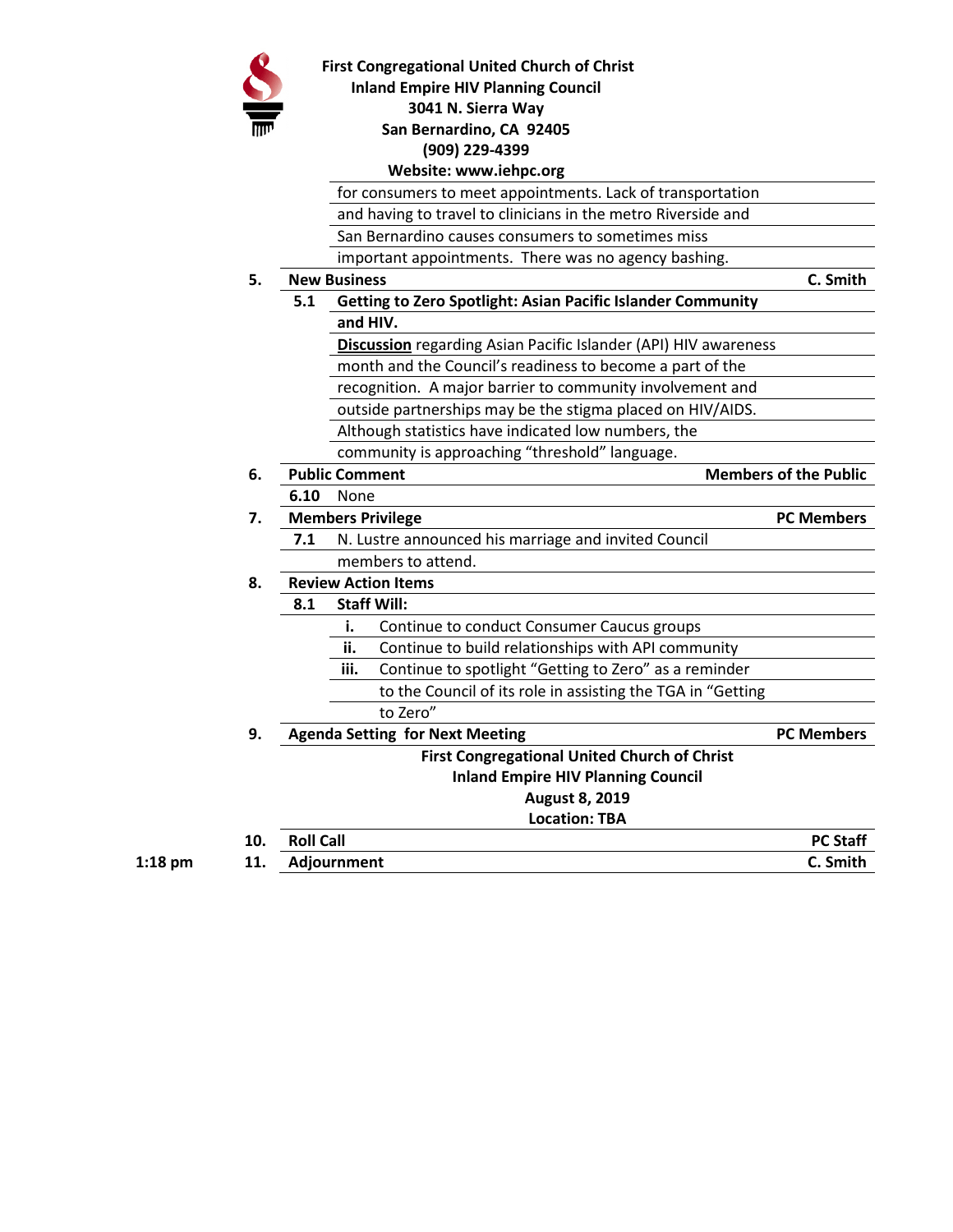**First Congregational United Church of Christ**
**Inland Empire HIV Planning Council**
**3041 N. Sierra Way**
**San Bernardino, CA 92405**
**(909) 229-4399**
**Website: www.iehpc.org**

for consumers to meet appointments. Lack of transportation and having to travel to clinicians in the metro Riverside and San Bernardino causes consumers to sometimes miss important appointments. There was no agency bashing.

**5. New Business** — **C. Smith**

**5.1 Getting to Zero Spotlight: Asian Pacific Islander Community and HIV.**

**Discussion** regarding Asian Pacific Islander (API) HIV awareness month and the Council's readiness to become a part of the recognition. A major barrier to community involvement and outside partnerships may be the stigma placed on HIV/AIDS. Although statistics have indicated low numbers, the community is approaching "threshold" language.

**6. Public Comment** — **Members of the Public**

**6.10** None

**7. Members Privilege** — **PC Members**

**7.1** N. Lustre announced his marriage and invited Council members to attend.

**8. Review Action Items**

**8.1 Staff Will:**

- **i.** Continue to conduct Consumer Caucus groups
- **ii.** Continue to build relationships with API community
- **iii.** Continue to spotlight "Getting to Zero" as a reminder to the Council of its role in assisting the TGA in "Getting to Zero"

**9. Agenda Setting for Next Meeting** — **PC Members**

**First Congregational United Church of Christ**
**Inland Empire HIV Planning Council**
**August 8, 2019**
**Location: TBA**

**10. Roll Call** — **PC Staff**

1:18 pm **11. Adjournment** — **C. Smith**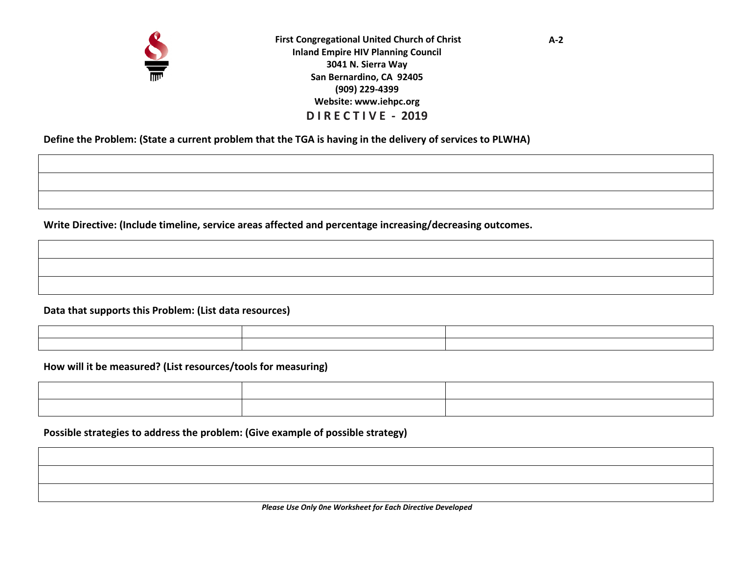**First Congregational United Church of Christ**
**Inland Empire HIV Planning Council**
**3041 N. Sierra Way**
**San Bernardino, CA 92405**
**(909) 229-4399**
**Website: www.iehpc.org**

**A-2**

# D I R E C T I V E - 2019

**Define the Problem: (State a current problem that the TGA is having in the delivery of services to PLWHA)**

| |
|---|
| |
| |
| |

**Write Directive: (Include timeline, service areas affected and percentage increasing/decreasing outcomes.**

| |
|---|
| |
| |
| |

**Data that supports this Problem: (List data resources)**

| | | |
|---|---|---|
| | | |
| | | |

**How will it be measured? (List resources/tools for measuring)**

| | | |
|---|---|---|
| | | |
| | | |

**Possible strategies to address the problem: (Give example of possible strategy)**

| |
|---|
| |
| |
| |

***Please Use Only 0ne Worksheet for Each Directive Developed***